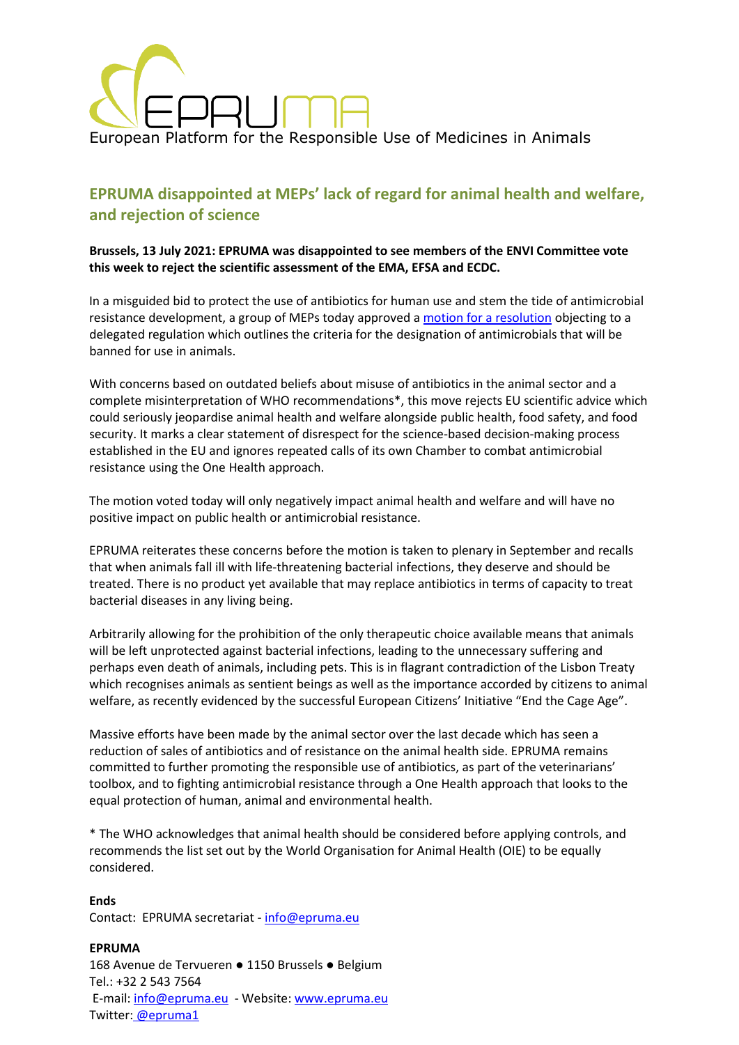EPRUMA

European Platform for the Responsible Use of Medicines in Animals

## EPRUMA disappointed at MEPs' lack of regard for animal health and welfare, and rejection of science

**Brussels, 13 July 2021: EPRUMA was disappointed to see members of the ENVI Committee vote this week to reject the scientific assessment of the EMA, EFSA and ECDC.**

In a misguided bid to protect the use of antibiotics for human use and stem the tide of antimicrobial resistance development, a group of MEPs today approved a [motion for a resolution] objecting to a delegated regulation which outlines the criteria for the designation of antimicrobials that will be banned for use in animals.

With concerns based on outdated beliefs about misuse of antibiotics in the animal sector and a complete misinterpretation of WHO recommendations*, this move rejects EU scientific advice which could seriously jeopardise animal health and welfare alongside public health, food safety, and food security. It marks a clear statement of disrespect for the science-based decision-making process established in the EU and ignores repeated calls of its own Chamber to combat antimicrobial resistance using the One Health approach.

The motion voted today will only negatively impact animal health and welfare and will have no positive impact on public health or antimicrobial resistance.

EPRUMA reiterates these concerns before the motion is taken to plenary in September and recalls that when animals fall ill with life-threatening bacterial infections, they deserve and should be treated. There is no product yet available that may replace antibiotics in terms of capacity to treat bacterial diseases in any living being.

Arbitrarily allowing for the prohibition of the only therapeutic choice available means that animals will be left unprotected against bacterial infections, leading to the unnecessary suffering and perhaps even death of animals, including pets. This is in flagrant contradiction of the Lisbon Treaty which recognises animals as sentient beings as well as the importance accorded by citizens to animal welfare, as recently evidenced by the successful European Citizens' Initiative "End the Cage Age".

Massive efforts have been made by the animal sector over the last decade which has seen a reduction of sales of antibiotics and of resistance on the animal health side. EPRUMA remains committed to further promoting the responsible use of antibiotics, as part of the veterinarians' toolbox, and to fighting antimicrobial resistance through a One Health approach that looks to the equal protection of human, animal and environmental health.

\* The WHO acknowledges that animal health should be considered before applying controls, and recommends the list set out by the World Organisation for Animal Health (OIE) to be equally considered.

**Ends**

Contact: EPRUMA secretariat - info@epruma.eu

**EPRUMA**

168 Avenue de Tervueren ● 1150 Brussels ● Belgium

Tel.: +32 2 543 7564

E-mail: info@epruma.eu - Website: www.epruma.eu

Twitter: @epruma1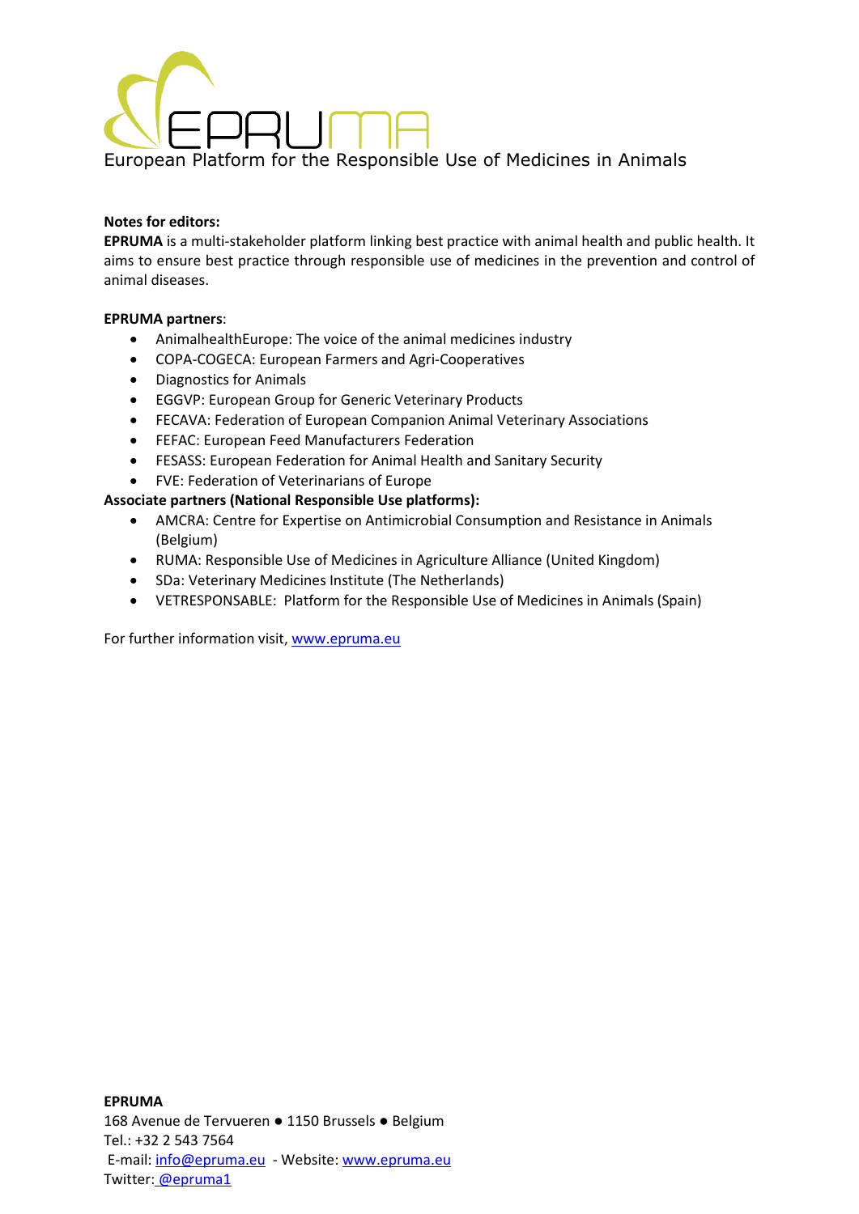EPRUMA

European Platform for the Responsible Use of Medicines in Animals

**Notes for editors:**
**EPRUMA** is a multi-stakeholder platform linking best practice with animal health and public health. It aims to ensure best practice through responsible use of medicines in the prevention and control of animal diseases.

**EPRUMA partners**:

- AnimalhealthEurope: The voice of the animal medicines industry
- COPA-COGECA: European Farmers and Agri-Cooperatives
- Diagnostics for Animals
- EGGVP: European Group for Generic Veterinary Products
- FECAVA: Federation of European Companion Animal Veterinary Associations
- FEFAC: European Feed Manufacturers Federation
- FESASS: European Federation for Animal Health and Sanitary Security
- FVE: Federation of Veterinarians of Europe

**Associate partners (National Responsible Use platforms):**

- AMCRA: Centre for Expertise on Antimicrobial Consumption and Resistance in Animals (Belgium)
- RUMA: Responsible Use of Medicines in Agriculture Alliance (United Kingdom)
- SDa: Veterinary Medicines Institute (The Netherlands)
- VETRESPONSABLE: Platform for the Responsible Use of Medicines in Animals (Spain)

For further information visit, www.epruma.eu

**EPRUMA**
168 Avenue de Tervueren ● 1150 Brussels ● Belgium
Tel.: +32 2 543 7564
E-mail: info@epruma.eu - Website: www.epruma.eu
Twitter: @epruma1